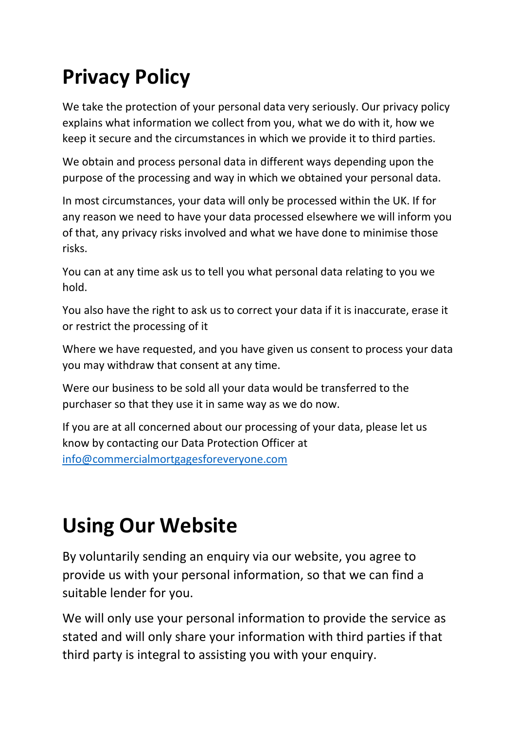# Privacy Policy

We take the protection of your personal data very seriously. Our privacy policy explains what information we collect from you, what we do with it, how we keep it secure and the circumstances in which we provide it to third parties.

We obtain and process personal data in different ways depending upon the purpose of the processing and way in which we obtained your personal data.

In most circumstances, your data will only be processed within the UK. If for any reason we need to have your data processed elsewhere we will inform you of that, any privacy risks involved and what we have done to minimise those risks.

You can at any time ask us to tell you what personal data relating to you we hold.

You also have the right to ask us to correct your data if it is inaccurate, erase it or restrict the processing of it

Where we have requested, and you have given us consent to process your data you may withdraw that consent at any time.

Were our business to be sold all your data would be transferred to the purchaser so that they use it in same way as we do now.

If you are at all concerned about our processing of your data, please let us know by contacting our Data Protection Officer at [info@commercialmortgagesforeveryone.com](mailto:info@commercialmortgagesforeveryone.com)

# Using Our Website

By voluntarily sending an enquiry via our website, you agree to provide us with your personal information, so that we can find a suitable lender for you.

We will only use your personal information to provide the service as stated and will only share your information with third parties if that third party is integral to assisting you with your enquiry.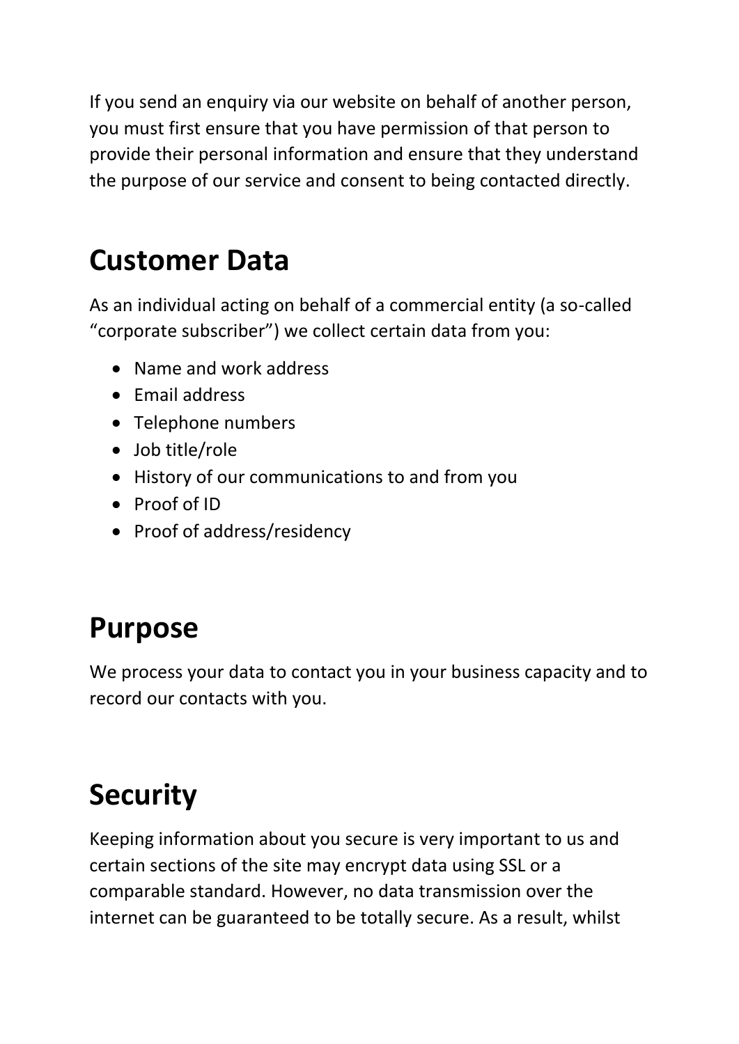If you send an enquiry via our website on behalf of another person, you must first ensure that you have permission of that person to provide their personal information and ensure that they understand the purpose of our service and consent to being contacted directly.

## Customer Data

As an individual acting on behalf of a commercial entity (a so-called "corporate subscriber") we collect certain data from you:

- Name and work address
- Email address
- Telephone numbers
- Job title/role
- History of our communications to and from you
- Proof of ID
- Proof of address/residency

## Purpose

We process your data to contact you in your business capacity and to record our contacts with you.

## Security

Keeping information about you secure is very important to us and certain sections of the site may encrypt data using SSL or a comparable standard. However, no data transmission over the internet can be guaranteed to be totally secure. As a result, whilst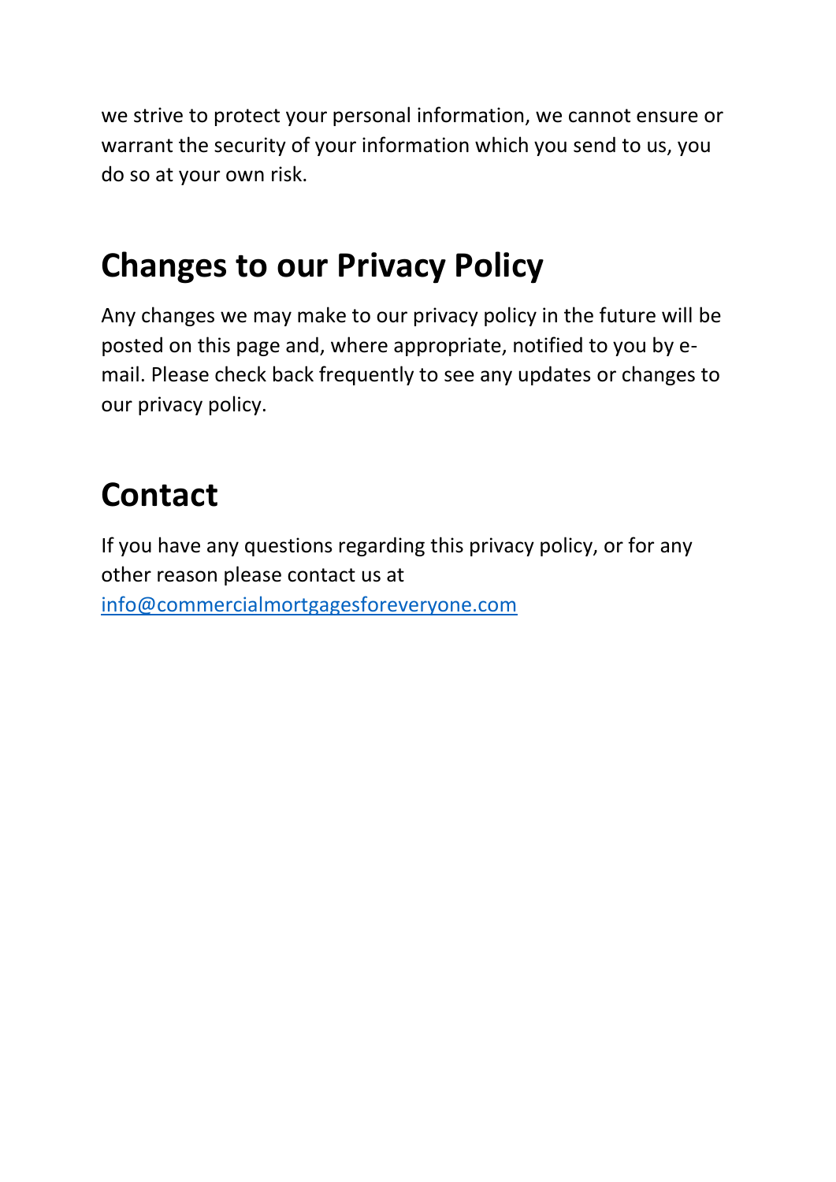we strive to protect your personal information, we cannot ensure or warrant the security of your information which you send to us, you do so at your own risk.

## Changes to our Privacy Policy

Any changes we may make to our privacy policy in the future will be posted on this page and, where appropriate, notified to you by e-mail. Please check back frequently to see any updates or changes to our privacy policy.

## Contact

If you have any questions regarding this privacy policy, or for any other reason please contact us at [info@commercialmortgagesforeveryone.com](mailto:info@commercialmortgagesforeveryone.com)